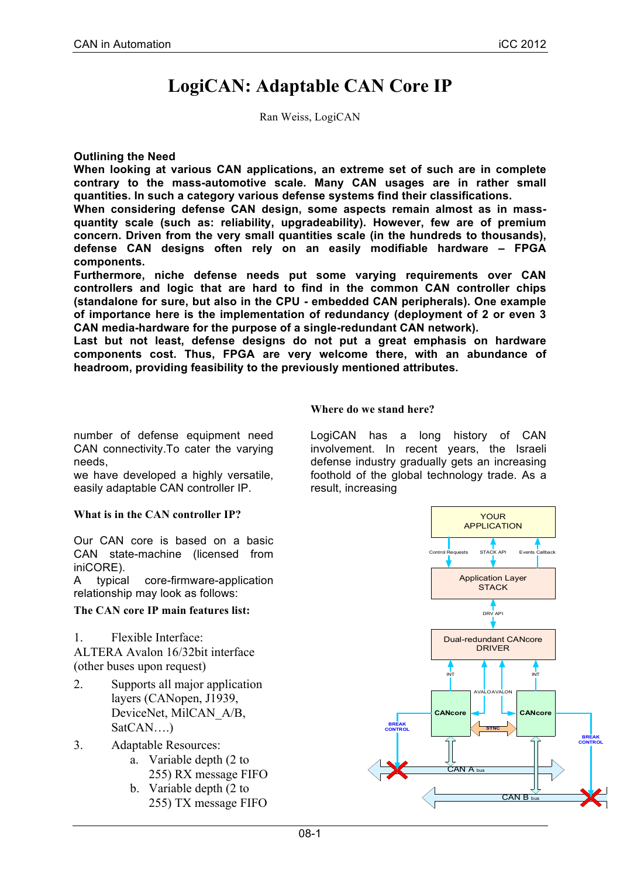# LogiCAN: Adaptable CAN Core IP

Ran Weiss, LogiCAN

**Outlining the Need**

**When looking at various CAN applications, an extreme set of such are in complete contrary to the mass-automotive scale. Many CAN usages are in rather small quantities. In such a category various defense systems find their classifications.**

**When considering defense CAN design, some aspects remain almost as in mass-quantity scale (such as: reliability, upgradeability). However, few are of premium concern. Driven from the very small quantities scale (in the hundreds to thousands), defense CAN designs often rely on an easily modifiable hardware – FPGA components.**

**Furthermore, niche defense needs put some varying requirements over CAN controllers and logic that are hard to find in the common CAN controller chips (standalone for sure, but also in the CPU - embedded CAN peripherals). One example of importance here is the implementation of redundancy (deployment of 2 or even 3 CAN media-hardware for the purpose of a single-redundant CAN network).**

**Last but not least, defense designs do not put a great emphasis on hardware components cost. Thus, FPGA are very welcome there, with an abundance of headroom, providing feasibility to the previously mentioned attributes.**

### Where do we stand here?

LogiCAN has a long history of CAN involvement. In recent years, the Israeli defense industry gradually gets an increasing foothold of the global technology trade. As a result, increasing number of defense equipment need CAN connectivity.To cater the varying needs,

we have developed a highly versatile, easily adaptable CAN controller IP.

### What is in the CAN controller IP?

Our CAN core is based on a basic CAN state-machine (licensed from iniCORE).

A typical core-firmware-application relationship may look as follows:

### The CAN core IP main features list:

1. Flexible Interface:
ALTERA Avalon 16/32bit interface (other buses upon request)
2. Supports all major application layers (CANopen, J1939, DeviceNet, MilCAN_A/B, SatCAN….)
3. Adaptable Resources:
   a. Variable depth (2 to 255) RX message FIFO
   b. Variable depth (2 to 255) TX message FIFO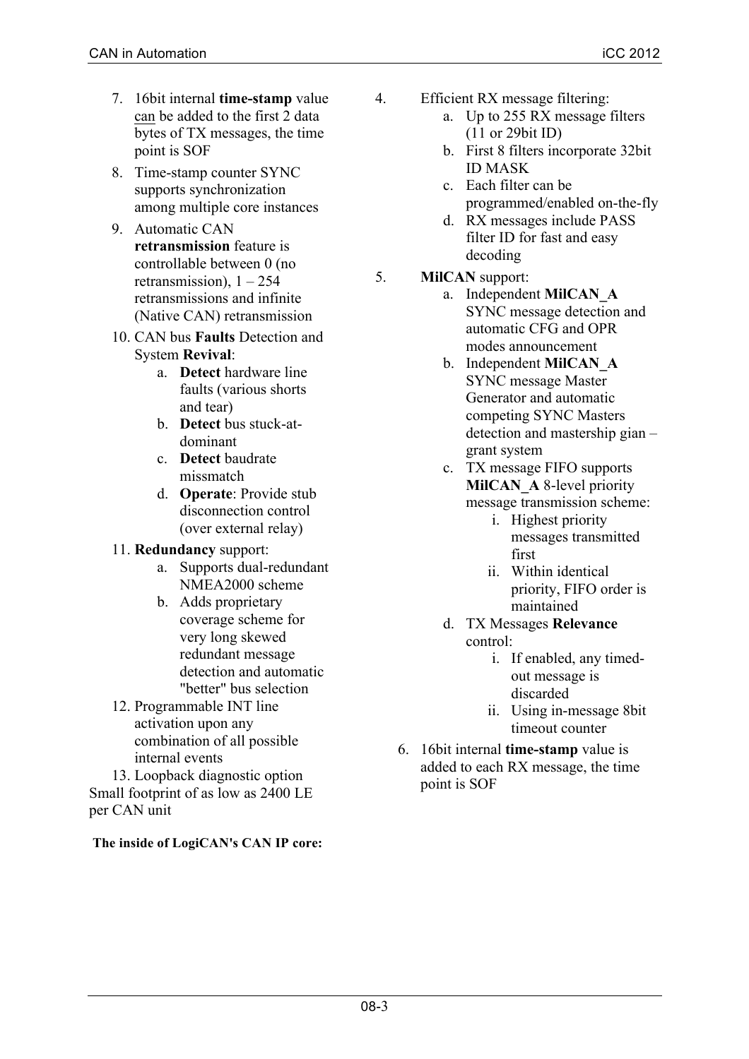7. 16bit internal **time-stamp** value can be added to the first 2 data bytes of TX messages, the time point is SOF
8. Time-stamp counter SYNC supports synchronization among multiple core instances
9. Automatic CAN **retransmission** feature is controllable between 0 (no retransmission), 1 – 254 retransmissions and infinite (Native CAN) retransmission
10. CAN bus **Faults** Detection and System **Revival**:
    a. **Detect** hardware line faults (various shorts and tear)
    b. **Detect** bus stuck-at-dominant
    c. **Detect** baudrate missmatch
    d. **Operate**: Provide stub disconnection control (over external relay)
11. **Redundancy** support:
    a. Supports dual-redundant NMEA2000 scheme
    b. Adds proprietary coverage scheme for very long skewed redundant message detection and automatic "better" bus selection
12. Programmable INT line activation upon any combination of all possible internal events
13. Loopback diagnostic option

Small footprint of as low as 2400 LE per CAN unit

**The inside of LogiCAN's CAN IP core:**

4. Efficient RX message filtering:
    a. Up to 255 RX message filters (11 or 29bit ID)
    b. First 8 filters incorporate 32bit ID MASK
    c. Each filter can be programmed/enabled on-the-fly
    d. RX messages include PASS filter ID for fast and easy decoding
5. **MilCAN** support:
    a. Independent **MilCAN_A** SYNC message detection and automatic CFG and OPR modes announcement
    b. Independent **MilCAN_A** SYNC message Master Generator and automatic competing SYNC Masters detection and mastership gian – grant system
    c. TX message FIFO supports **MilCAN_A** 8-level priority message transmission scheme:
        i. Highest priority messages transmitted first
        ii. Within identical priority, FIFO order is maintained
    d. TX Messages **Relevance** control:
        i. If enabled, any timed-out message is discarded
        ii. Using in-message 8bit timeout counter
6. 16bit internal **time-stamp** value is added to each RX message, the time point is SOF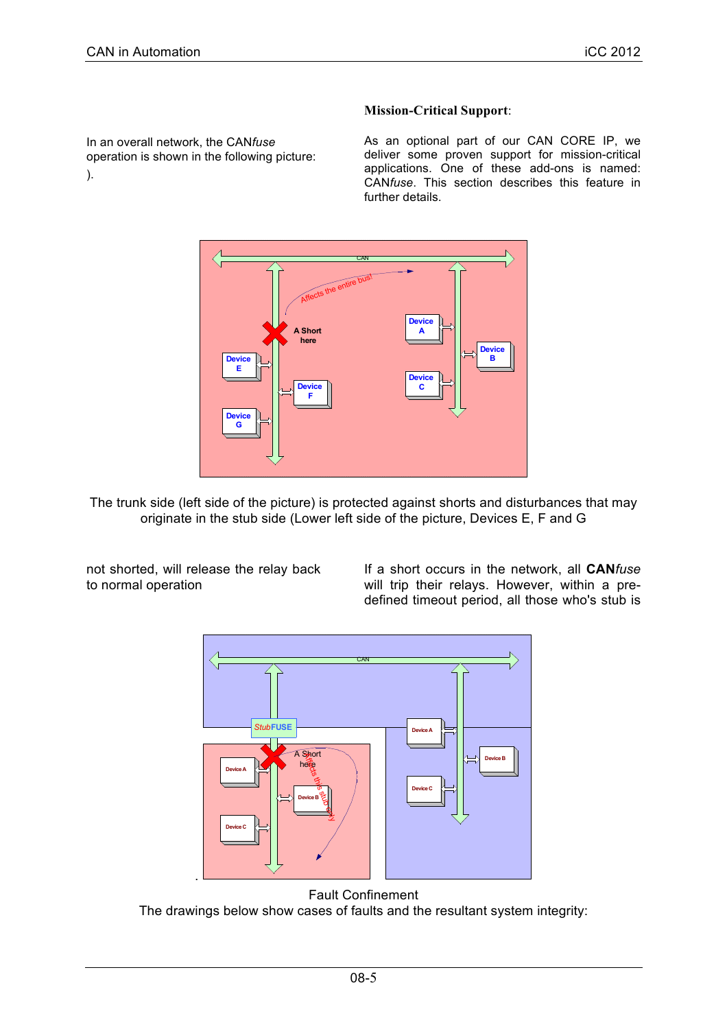## Mission-Critical Support:

As an optional part of our CAN CORE IP, we deliver some proven support for mission-critical applications. One of these add-ons is named: CAN*fuse*. This section describes this feature in further details.

In an overall network, the CAN*fuse* operation is shown in the following picture:
).

The trunk side (left side of the picture) is protected against shorts and disturbances that may originate in the stub side (Lower left side of the picture, Devices E, F and G

If a short occurs in the network, all **CAN***fuse* will trip their relays. However, within a pre-defined timeout period, all those who's stub is not shorted, will release the relay back to normal operation

.

Fault Confinement

The drawings below show cases of faults and the resultant system integrity: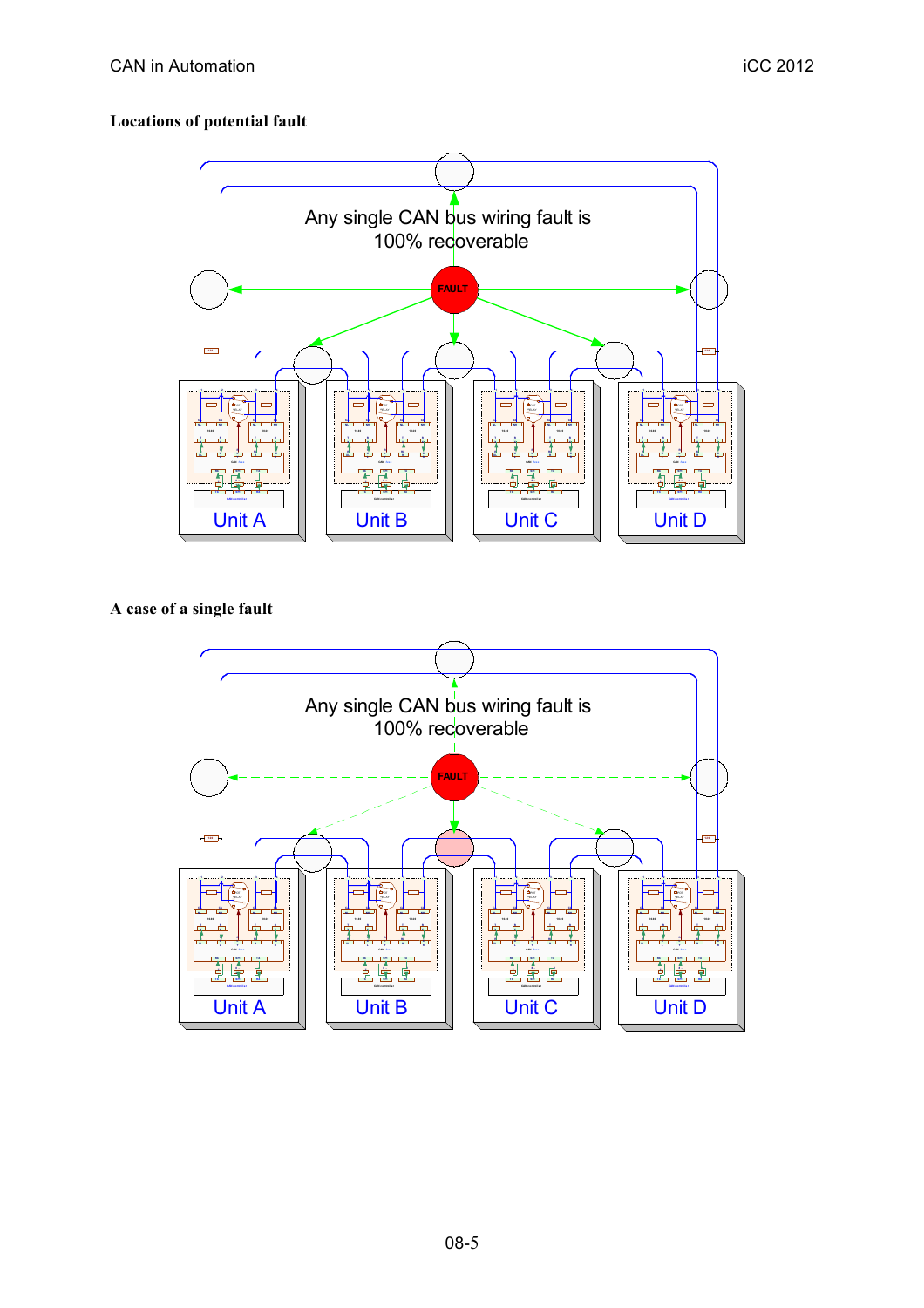**Locations of potential fault**

Any single CAN bus wiring fault is 100% recoverable

FAULT

Unit A

Unit B

Unit C

Unit D

**A case of a single fault**

Any single CAN bus wiring fault is 100% recoverable

FAULT

Unit A

Unit B

Unit C

Unit D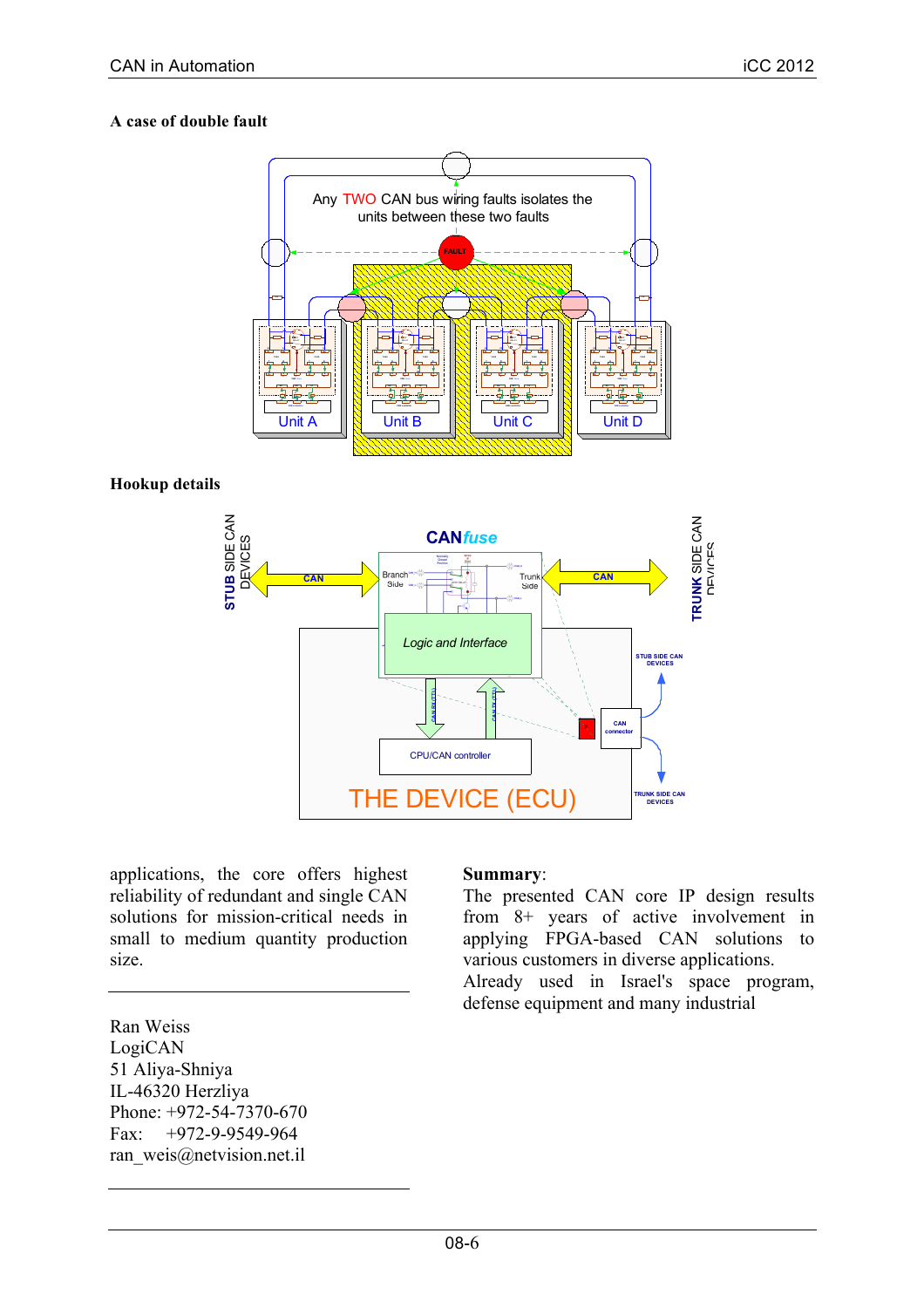**A case of double fault**

Any TWO CAN bus wiring faults isolates the units between these two faults

FAULT

Unit A

Unit B

Unit C

Unit D

**Hookup details**

STUB SIDE CAN DEVICES

CANfuse

TRUNK SIDE CAN DEVICES

CAN

Branch Side

Trunk Side

CAN

Logic and Interface

STUB SIDE CAN DEVICES

CAN connector

CPU/CAN controller

TRUNK SIDE CAN DEVICES

THE DEVICE (ECU)

applications, the core offers highest reliability of redundant and single CAN solutions for mission-critical needs in small to medium quantity production size.

---

Ran Weiss
LogiCAN
51 Aliya-Shniya
IL-46320 Herzliya
Phone: +972-54-7370-670
Fax: +972-9-9549-964
ran_weis@netvision.net.il

---

**Summary**:
The presented CAN core IP design results from 8+ years of active involvement in applying FPGA-based CAN solutions to various customers in diverse applications.
Already used in Israel's space program, defense equipment and many industrial